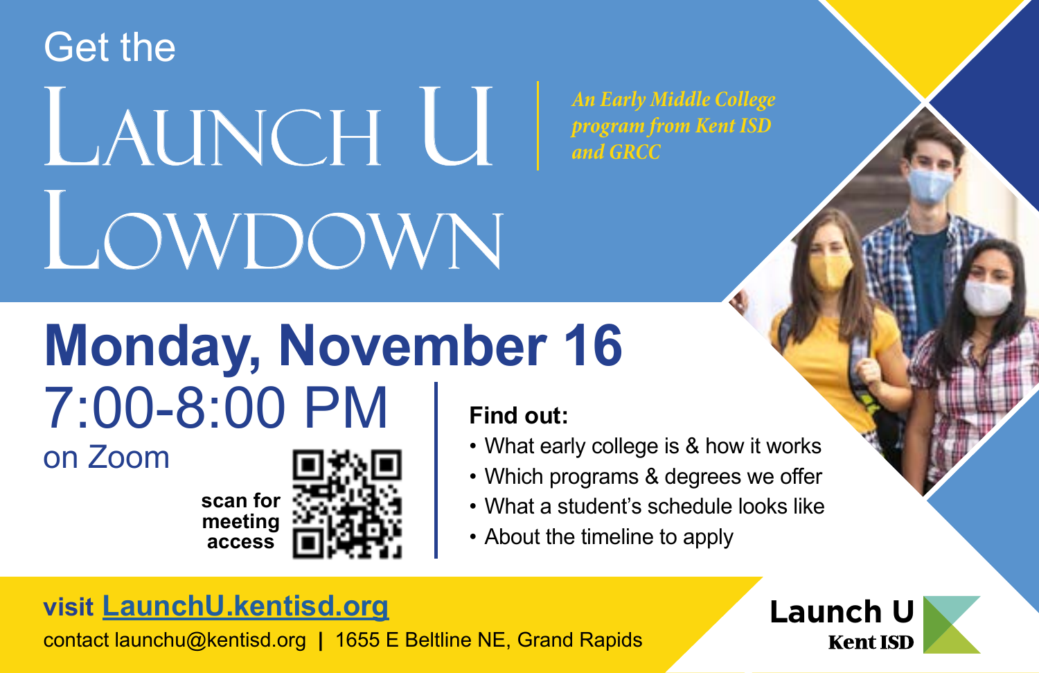# Get the Launch U Lowdown

*An Early Middle College program from Kent ISD and GRCC*

## Monday, November 16

7:00-8:00 PM

on Zoom

**scan for meeting access**

**Find out:**

- What early college is & how it works
- Which programs & degrees we offer
- What a student's schedule looks like
- About the timeline to apply

**visit LaunchU.kentisd.org**

contact launchu@kentisd.org | 1655 E Beltline NE, Grand Rapids

Launch U
Kent ISD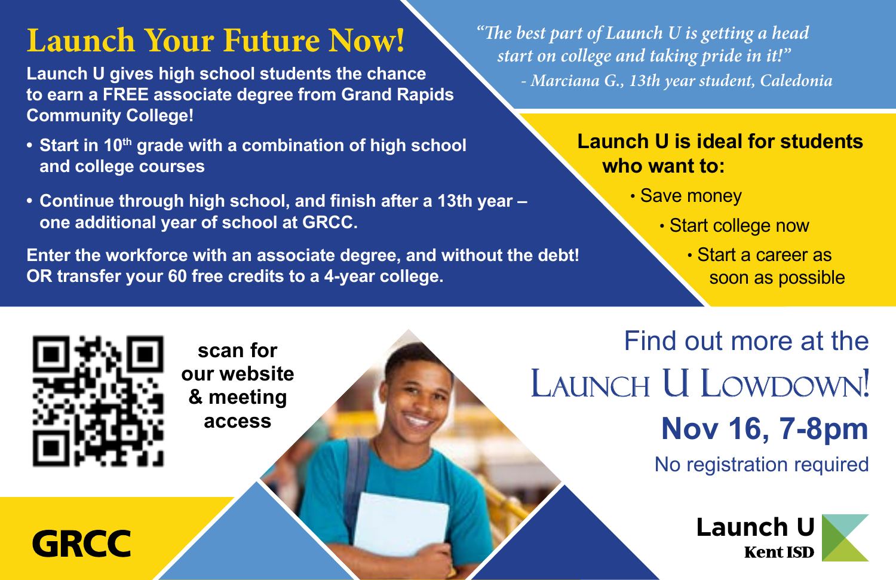# Launch Your Future Now!

**Launch U gives high school students the chance to earn a FREE associate degree from Grand Rapids Community College!**

- **Start in 10th grade with a combination of high school and college courses**
- **Continue through high school, and finish after a 13th year – one additional year of school at GRCC.**

**Enter the workforce with an associate degree, and without the debt! OR transfer your 60 free credits to a 4-year college.**

*"The best part of Launch U is getting a head start on college and taking pride in it!"*
*- Marciana G., 13th year student, Caledonia*

**Launch U is ideal for students who want to:**

- Save money
- Start college now
- Start a career as soon as possible

**scan for our website & meeting access**

Find out more at the

## LAUNCH U LOWDOWN!

**Nov 16, 7-8pm**

No registration required

**GRCC**

**Launch U**
**Kent ISD**